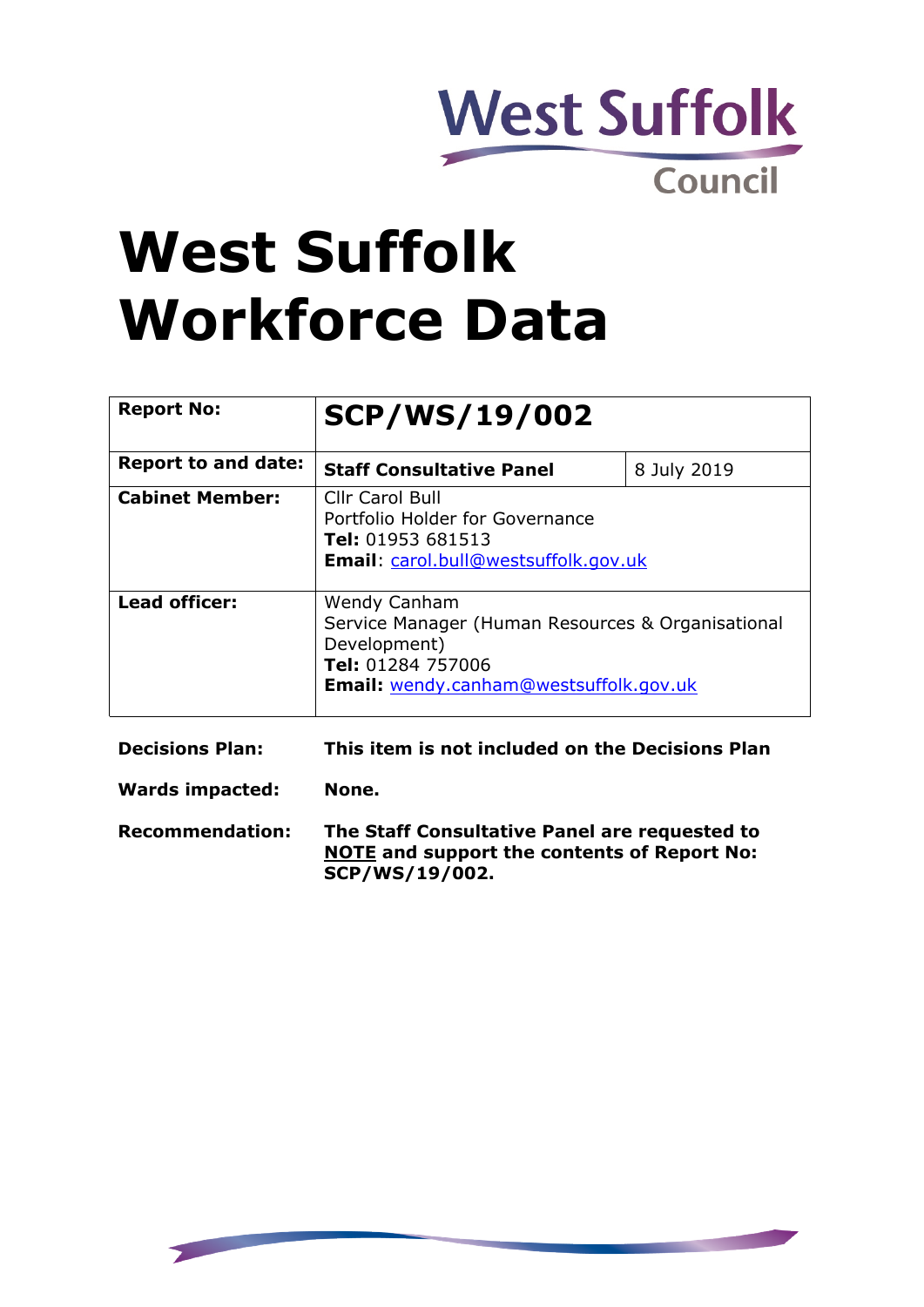West Suffolk
Council

# West Suffolk Workforce Data

| **Report No:** | **SCP/WS/19/002** | |
|---|---|---|
| **Report to and date:** | **Staff Consultative Panel** | 8 July 2019 |
| **Cabinet Member:** | Cllr Carol Bull<br>Portfolio Holder for Governance<br>**Tel:** 01953 681513<br>**Email**: carol.bull@westsuffolk.gov.uk | |
| **Lead officer:** | Wendy Canham<br>Service Manager (Human Resources & Organisational Development)<br>**Tel:** 01284 757006<br>**Email:** wendy.canham@westsuffolk.gov.uk | |

**Decisions Plan:** **This item is not included on the Decisions Plan**

**Wards impacted:** **None.**

**Recommendation:** **The Staff Consultative Panel are requested to NOTE and support the contents of Report No: SCP/WS/19/002.**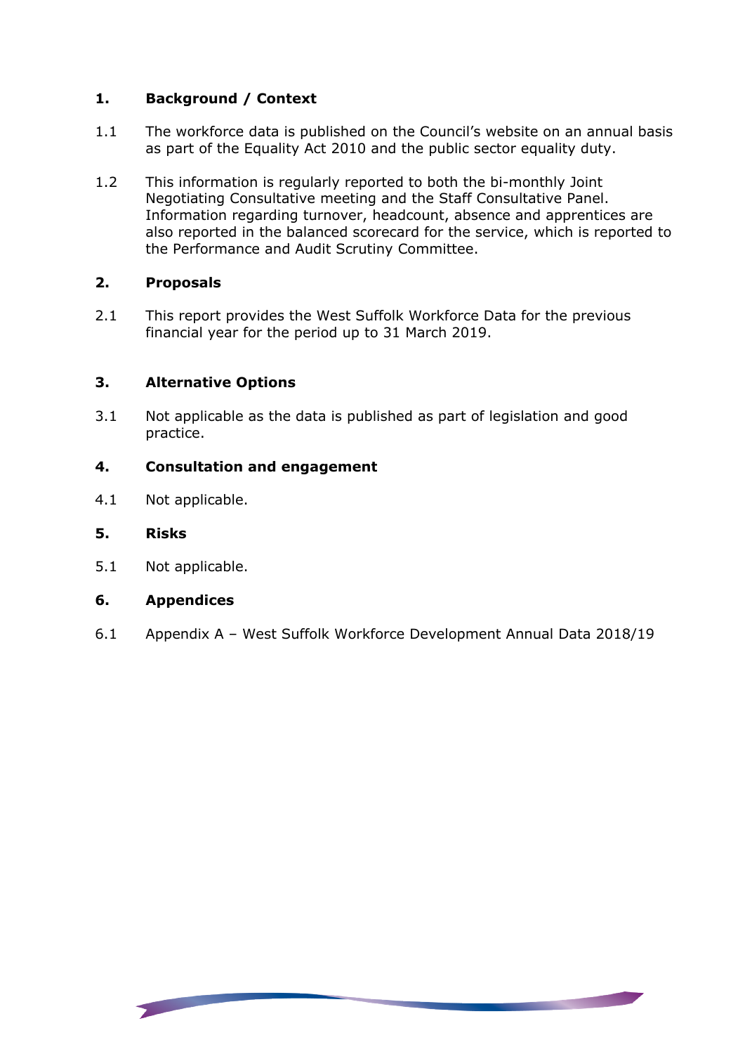## 1. Background / Context

1.1 The workforce data is published on the Council's website on an annual basis as part of the Equality Act 2010 and the public sector equality duty.

1.2 This information is regularly reported to both the bi-monthly Joint Negotiating Consultative meeting and the Staff Consultative Panel. Information regarding turnover, headcount, absence and apprentices are also reported in the balanced scorecard for the service, which is reported to the Performance and Audit Scrutiny Committee.

## 2. Proposals

2.1 This report provides the West Suffolk Workforce Data for the previous financial year for the period up to 31 March 2019.

## 3. Alternative Options

3.1 Not applicable as the data is published as part of legislation and good practice.

## 4. Consultation and engagement

4.1 Not applicable.

## 5. Risks

5.1 Not applicable.

## 6. Appendices

6.1 Appendix A – West Suffolk Workforce Development Annual Data 2018/19